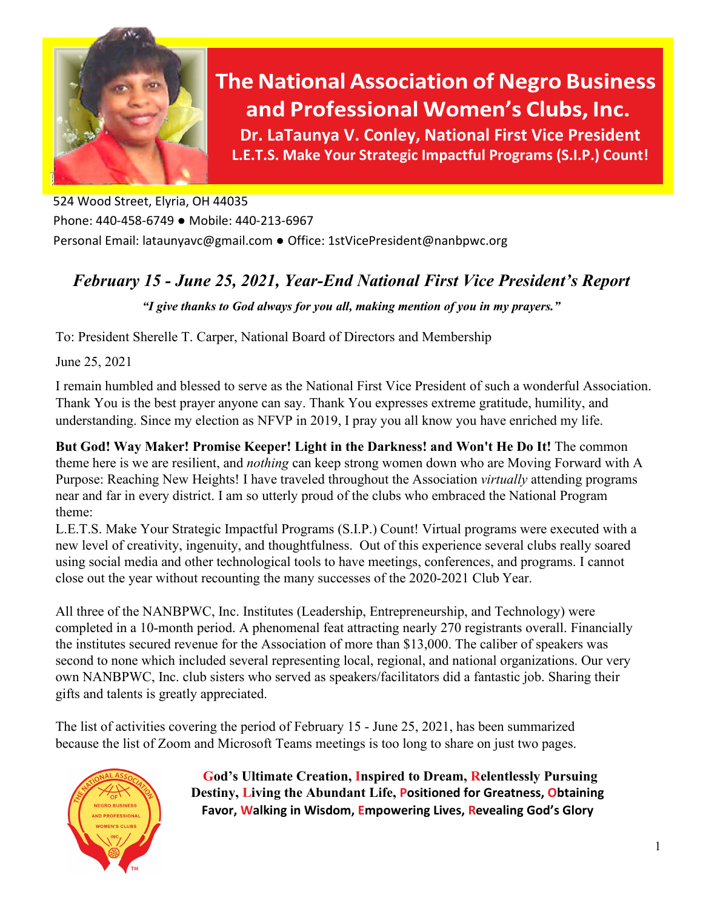# The National Association of Negro Business and Professional Women's Clubs, Inc.

**Dr. LaTaunya V. Conley, National First Vice President**

**L.E.T.S. Make Your Strategic Impactful Programs (S.I.P.) Count!**

524 Wood Street, Elyria, OH 44035
Phone: 440-458-6749 ● Mobile: 440-213-6967
Personal Email: lataunyavc@gmail.com ● Office: 1stVicePresident@nanbpwc.org

## *February 15 - June 25, 2021, Year-End National First Vice President's Report*

***"I give thanks to God always for you all, making mention of you in my prayers."***

To: President Sherelle T. Carper, National Board of Directors and Membership

June 25, 2021

I remain humbled and blessed to serve as the National First Vice President of such a wonderful Association. Thank You is the best prayer anyone can say. Thank You expresses extreme gratitude, humility, and understanding. Since my election as NFVP in 2019, I pray you all know you have enriched my life.

**But God! Way Maker! Promise Keeper! Light in the Darkness! and Won't He Do It!** The common theme here is we are resilient, and *nothing* can keep strong women down who are Moving Forward with A Purpose: Reaching New Heights! I have traveled throughout the Association *virtually* attending programs near and far in every district. I am so utterly proud of the clubs who embraced the National Program theme:
L.E.T.S. Make Your Strategic Impactful Programs (S.I.P.) Count! Virtual programs were executed with a new level of creativity, ingenuity, and thoughtfulness. Out of this experience several clubs really soared using social media and other technological tools to have meetings, conferences, and programs. I cannot close out the year without recounting the many successes of the 2020-2021 Club Year.

All three of the NANBPWC, Inc. Institutes (Leadership, Entrepreneurship, and Technology) were completed in a 10-month period. A phenomenal feat attracting nearly 270 registrants overall. Financially the institutes secured revenue for the Association of more than $13,000. The caliber of speakers was second to none which included several representing local, regional, and national organizations. Our very own NANBPWC, Inc. club sisters who served as speakers/facilitators did a fantastic job. Sharing their gifts and talents is greatly appreciated.

The list of activities covering the period of February 15 - June 25, 2021, has been summarized because the list of Zoom and Microsoft Teams meetings is too long to share on just two pages.

**God's Ultimate Creation, Inspired to Dream, Relentlessly Pursuing Destiny, Living the Abundant Life, Positioned for Greatness, Obtaining Favor, Walking in Wisdom, Empowering Lives, Revealing God's Glory**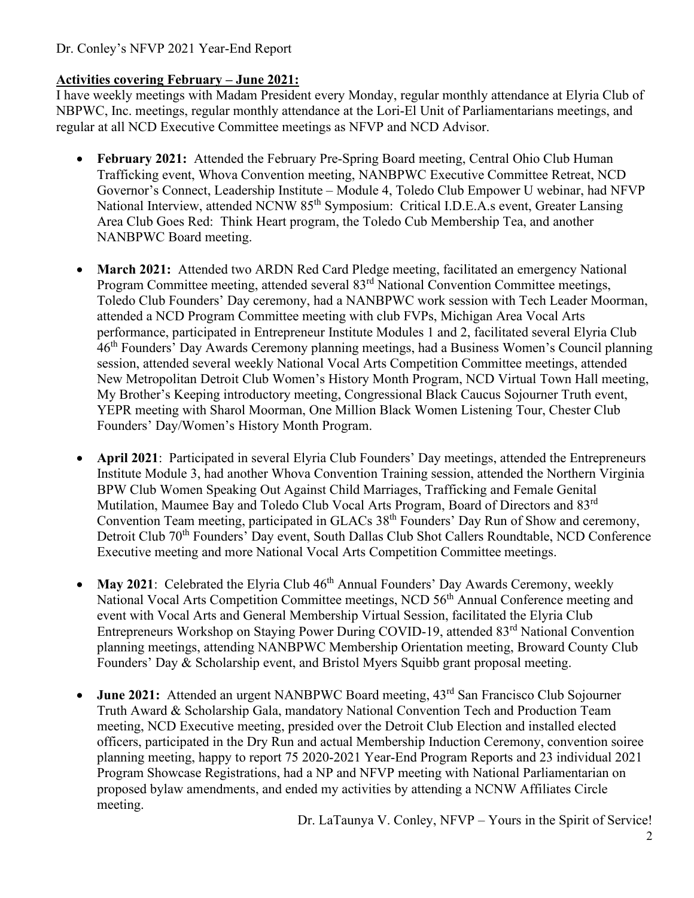## Activities covering February – June 2021:

I have weekly meetings with Madam President every Monday, regular monthly attendance at Elyria Club of NBPWC, Inc. meetings, regular monthly attendance at the Lori-El Unit of Parliamentarians meetings, and regular at all NCD Executive Committee meetings as NFVP and NCD Advisor.

- **February 2021:** Attended the February Pre-Spring Board meeting, Central Ohio Club Human Trafficking event, Whova Convention meeting, NANBPWC Executive Committee Retreat, NCD Governor's Connect, Leadership Institute – Module 4, Toledo Club Empower U webinar, had NFVP National Interview, attended NCNW 85th Symposium: Critical I.D.E.A.s event, Greater Lansing Area Club Goes Red: Think Heart program, the Toledo Cub Membership Tea, and another NANBPWC Board meeting.

- **March 2021:** Attended two ARDN Red Card Pledge meeting, facilitated an emergency National Program Committee meeting, attended several 83rd National Convention Committee meetings, Toledo Club Founders' Day ceremony, had a NANBPWC work session with Tech Leader Moorman, attended a NCD Program Committee meeting with club FVPs, Michigan Area Vocal Arts performance, participated in Entrepreneur Institute Modules 1 and 2, facilitated several Elyria Club 46th Founders' Day Awards Ceremony planning meetings, had a Business Women's Council planning session, attended several weekly National Vocal Arts Competition Committee meetings, attended New Metropolitan Detroit Club Women's History Month Program, NCD Virtual Town Hall meeting, My Brother's Keeping introductory meeting, Congressional Black Caucus Sojourner Truth event, YEPR meeting with Sharol Moorman, One Million Black Women Listening Tour, Chester Club Founders' Day/Women's History Month Program.

- **April 2021**: Participated in several Elyria Club Founders' Day meetings, attended the Entrepreneurs Institute Module 3, had another Whova Convention Training session, attended the Northern Virginia BPW Club Women Speaking Out Against Child Marriages, Trafficking and Female Genital Mutilation, Maumee Bay and Toledo Club Vocal Arts Program, Board of Directors and 83rd Convention Team meeting, participated in GLACs 38th Founders' Day Run of Show and ceremony, Detroit Club 70th Founders' Day event, South Dallas Club Shot Callers Roundtable, NCD Conference Executive meeting and more National Vocal Arts Competition Committee meetings.

- **May 2021**: Celebrated the Elyria Club 46th Annual Founders' Day Awards Ceremony, weekly National Vocal Arts Competition Committee meetings, NCD 56th Annual Conference meeting and event with Vocal Arts and General Membership Virtual Session, facilitated the Elyria Club Entrepreneurs Workshop on Staying Power During COVID-19, attended 83rd National Convention planning meetings, attending NANBPWC Membership Orientation meeting, Broward County Club Founders' Day & Scholarship event, and Bristol Myers Squibb grant proposal meeting.

- **June 2021:** Attended an urgent NANBPWC Board meeting, 43rd San Francisco Club Sojourner Truth Award & Scholarship Gala, mandatory National Convention Tech and Production Team meeting, NCD Executive meeting, presided over the Detroit Club Election and installed elected officers, participated in the Dry Run and actual Membership Induction Ceremony, convention soiree planning meeting, happy to report 75 2020-2021 Year-End Program Reports and 23 individual 2021 Program Showcase Registrations, had a NP and NFVP meeting with National Parliamentarian on proposed bylaw amendments, and ended my activities by attending a NCNW Affiliates Circle meeting.

Dr. LaTaunya V. Conley, NFVP – Yours in the Spirit of Service!